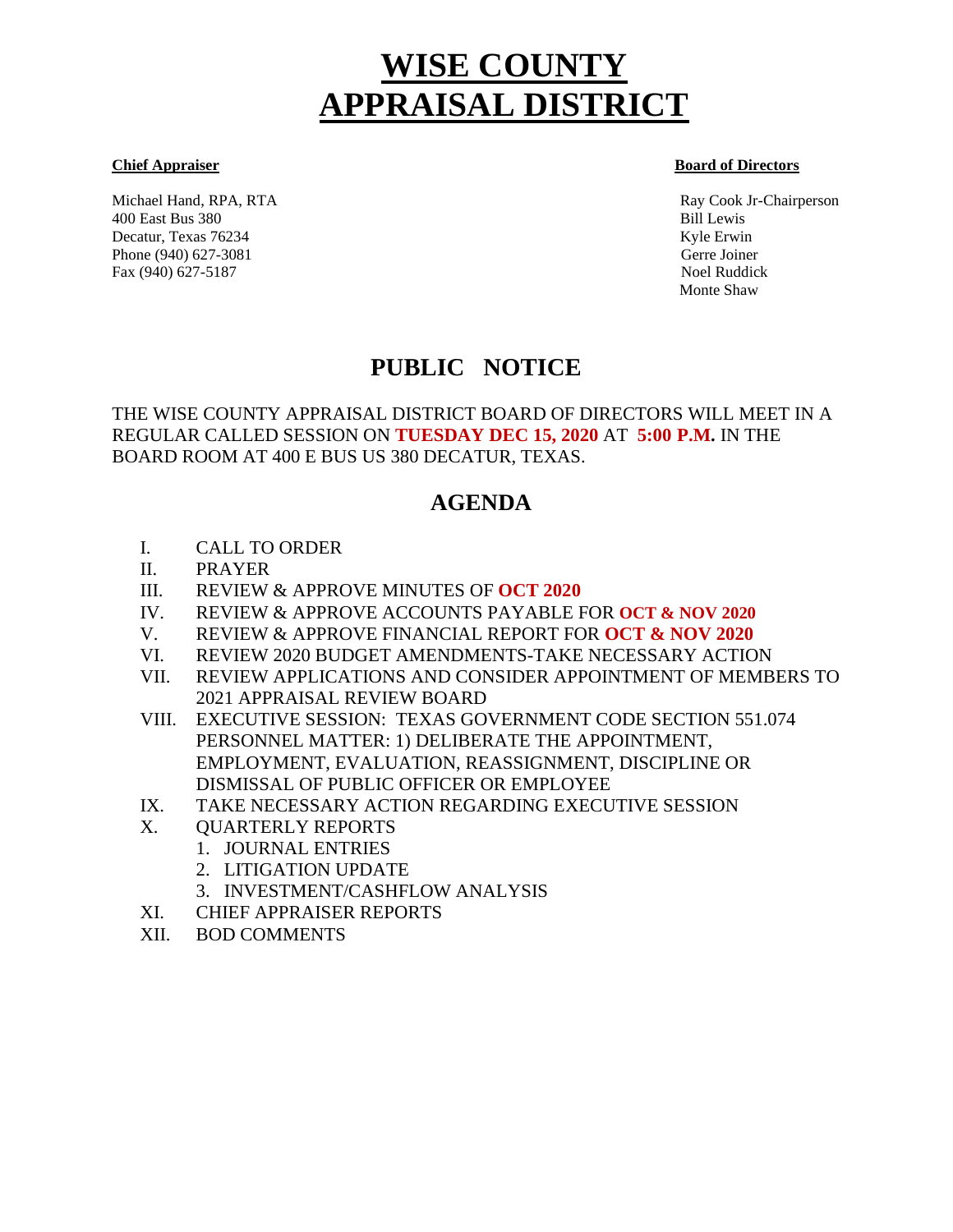# WISE COUNTY APPRAISAL DISTRICT

**Chief Appraiser**

Michael Hand, RPA, RTA
400 East Bus 380
Decatur, Texas 76234
Phone (940) 627-3081
Fax (940) 627-5187

**Board of Directors**

Ray Cook Jr-Chairperson
Bill Lewis
Kyle Erwin
Gerre Joiner
Noel Ruddick
Monte Shaw

## PUBLIC NOTICE

THE WISE COUNTY APPRAISAL DISTRICT BOARD OF DIRECTORS WILL MEET IN A REGULAR CALLED SESSION ON **TUESDAY DEC 15, 2020** AT **5:00 P.M.** IN THE BOARD ROOM AT 400 E BUS US 380 DECATUR, TEXAS.

## AGENDA

I. CALL TO ORDER

II. PRAYER

III. REVIEW & APPROVE MINUTES OF **OCT 2020**

IV. REVIEW & APPROVE ACCOUNTS PAYABLE FOR **OCT & NOV 2020**

V. REVIEW & APPROVE FINANCIAL REPORT FOR **OCT & NOV 2020**

VI. REVIEW 2020 BUDGET AMENDMENTS-TAKE NECESSARY ACTION

VII. REVIEW APPLICATIONS AND CONSIDER APPOINTMENT OF MEMBERS TO 2021 APPRAISAL REVIEW BOARD

VIII. EXECUTIVE SESSION: TEXAS GOVERNMENT CODE SECTION 551.074 PERSONNEL MATTER: 1) DELIBERATE THE APPOINTMENT, EMPLOYMENT, EVALUATION, REASSIGNMENT, DISCIPLINE OR DISMISSAL OF PUBLIC OFFICER OR EMPLOYEE

IX. TAKE NECESSARY ACTION REGARDING EXECUTIVE SESSION

X. QUARTERLY REPORTS
   1. JOURNAL ENTRIES
   2. LITIGATION UPDATE
   3. INVESTMENT/CASHFLOW ANALYSIS

XI. CHIEF APPRAISER REPORTS

XII. BOD COMMENTS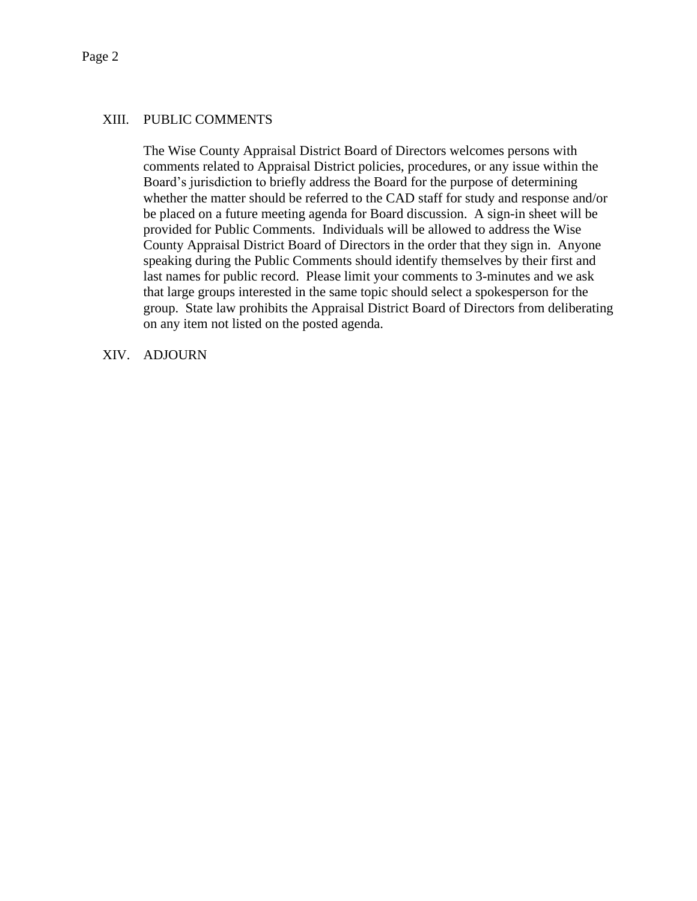XIII. PUBLIC COMMENTS

The Wise County Appraisal District Board of Directors welcomes persons with comments related to Appraisal District policies, procedures, or any issue within the Board's jurisdiction to briefly address the Board for the purpose of determining whether the matter should be referred to the CAD staff for study and response and/or be placed on a future meeting agenda for Board discussion. A sign-in sheet will be provided for Public Comments. Individuals will be allowed to address the Wise County Appraisal District Board of Directors in the order that they sign in. Anyone speaking during the Public Comments should identify themselves by their first and last names for public record. Please limit your comments to 3-minutes and we ask that large groups interested in the same topic should select a spokesperson for the group. State law prohibits the Appraisal District Board of Directors from deliberating on any item not listed on the posted agenda.

XIV. ADJOURN